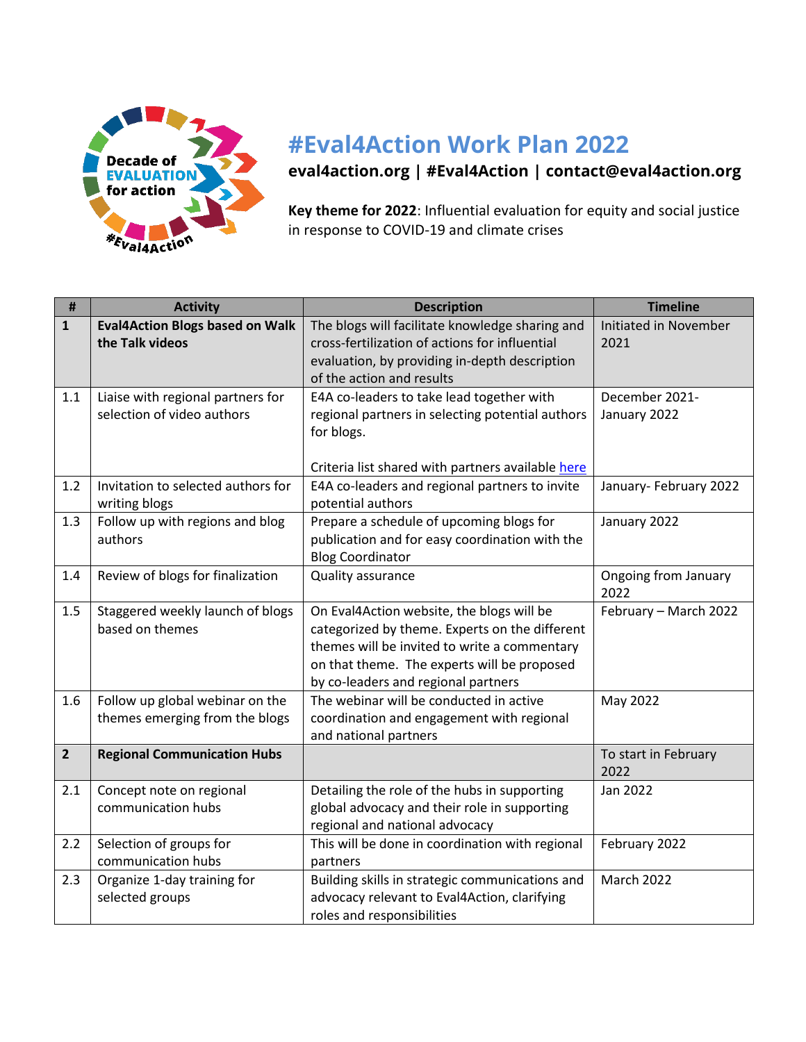# #Eval4Action Work Plan 2022

**eval4action.org | #Eval4Action | contact@eval4action.org**

**Key theme for 2022**: Influential evaluation for equity and social justice in response to COVID-19 and climate crises

| # | Activity | Description | Timeline |
|---|---|---|---|
| **1** | **Eval4Action Blogs based on Walk the Talk videos** | The blogs will facilitate knowledge sharing and cross-fertilization of actions for influential evaluation, by providing in-depth description of the action and results | Initiated in November 2021 |
| 1.1 | Liaise with regional partners for selection of video authors | E4A co-leaders to take lead together with regional partners in selecting potential authors for blogs.<br><br>Criteria list shared with partners available here | December 2021-January 2022 |
| 1.2 | Invitation to selected authors for writing blogs | E4A co-leaders and regional partners to invite potential authors | January- February 2022 |
| 1.3 | Follow up with regions and blog authors | Prepare a schedule of upcoming blogs for publication and for easy coordination with the Blog Coordinator | January 2022 |
| 1.4 | Review of blogs for finalization | Quality assurance | Ongoing from January 2022 |
| 1.5 | Staggered weekly launch of blogs based on themes | On Eval4Action website, the blogs will be categorized by theme. Experts on the different themes will be invited to write a commentary on that theme. The experts will be proposed by co-leaders and regional partners | February – March 2022 |
| 1.6 | Follow up global webinar on the themes emerging from the blogs | The webinar will be conducted in active coordination and engagement with regional and national partners | May 2022 |
| **2** | **Regional Communication Hubs** | | To start in February 2022 |
| 2.1 | Concept note on regional communication hubs | Detailing the role of the hubs in supporting global advocacy and their role in supporting regional and national advocacy | Jan 2022 |
| 2.2 | Selection of groups for communication hubs | This will be done in coordination with regional partners | February 2022 |
| 2.3 | Organize 1-day training for selected groups | Building skills in strategic communications and advocacy relevant to Eval4Action, clarifying roles and responsibilities | March 2022 |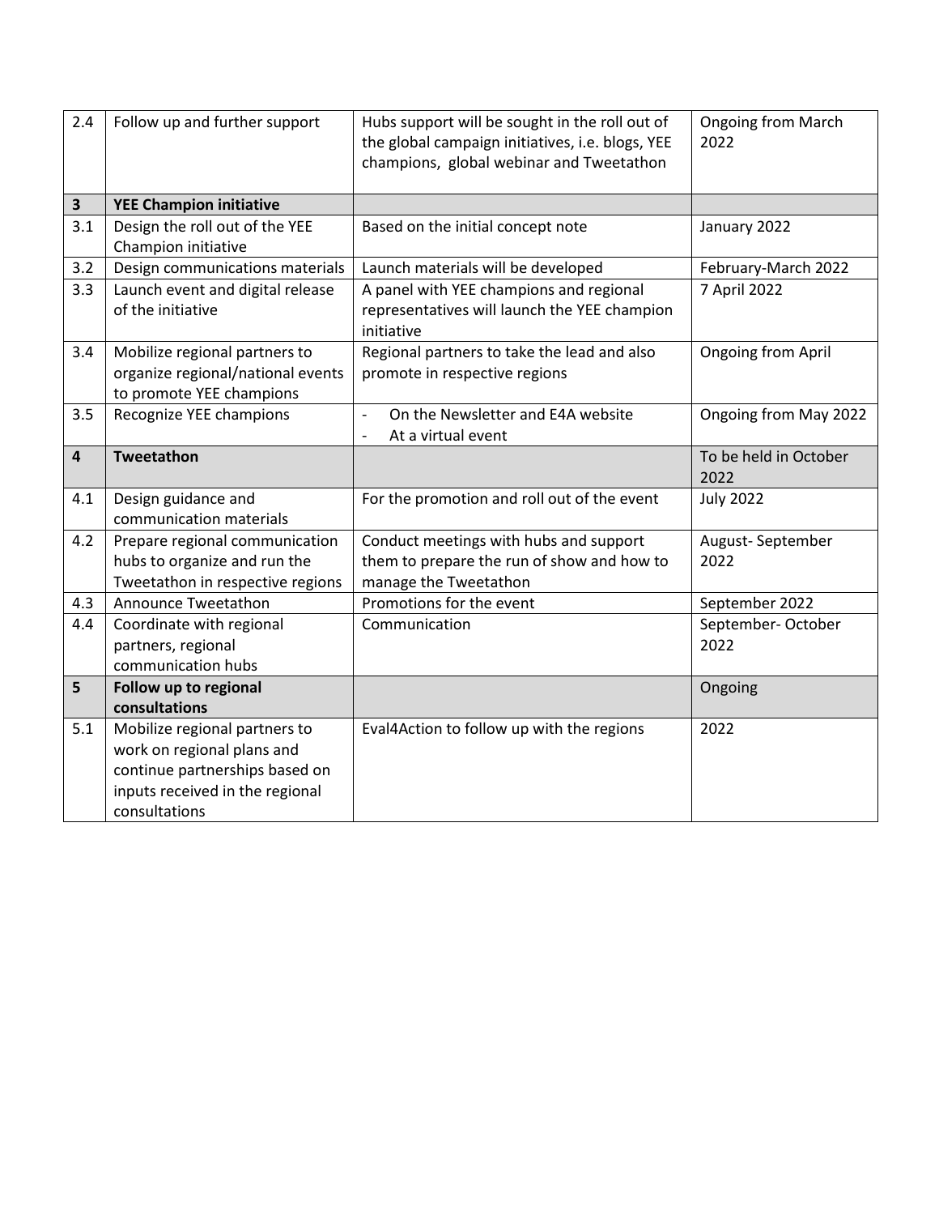| | | | |
|---|---|---|---|
| 2.4 | Follow up and further support | Hubs support will be sought in the roll out of the global campaign initiatives, i.e. blogs, YEE champions, global webinar and Tweetathon | Ongoing from March 2022 |
| **3** | **YEE Champion initiative** | | |
| 3.1 | Design the roll out of the YEE Champion initiative | Based on the initial concept note | January 2022 |
| 3.2 | Design communications materials | Launch materials will be developed | February-March 2022 |
| 3.3 | Launch event and digital release of the initiative | A panel with YEE champions and regional representatives will launch the YEE champion initiative | 7 April 2022 |
| 3.4 | Mobilize regional partners to organize regional/national events to promote YEE champions | Regional partners to take the lead and also promote in respective regions | Ongoing from April |
| 3.5 | Recognize YEE champions | - On the Newsletter and E4A website<br>- At a virtual event | Ongoing from May 2022 |
| **4** | **Tweetathon** | | To be held in October 2022 |
| 4.1 | Design guidance and communication materials | For the promotion and roll out of the event | July 2022 |
| 4.2 | Prepare regional communication hubs to organize and run the Tweetathon in respective regions | Conduct meetings with hubs and support them to prepare the run of show and how to manage the Tweetathon | August- September 2022 |
| 4.3 | Announce Tweetathon | Promotions for the event | September 2022 |
| 4.4 | Coordinate with regional partners, regional communication hubs | Communication | September- October 2022 |
| **5** | **Follow up to regional consultations** | | Ongoing |
| 5.1 | Mobilize regional partners to work on regional plans and continue partnerships based on inputs received in the regional consultations | Eval4Action to follow up with the regions | 2022 |